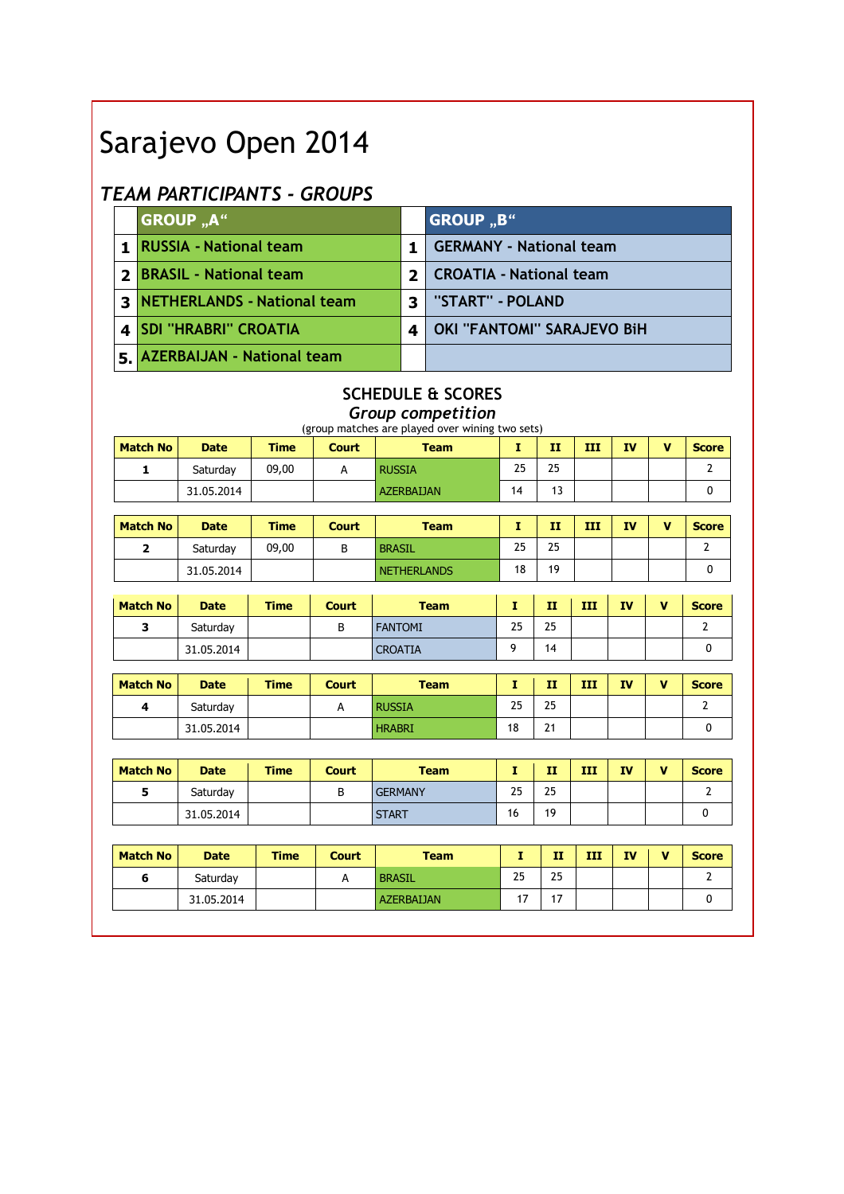# Sarajevo Open 2014

## TEAM PARTICIPANTS - GROUPS

| | GROUP „A“ | | GROUP „B“ |
|---|---|---|---|
| 1 | RUSSIA - National team | 1 | GERMANY - National team |
| 2 | BRASIL - National team | 2 | CROATIA - National team |
| 3 | NETHERLANDS - National team | 3 | "START" - POLAND |
| 4 | SDI "HRABRI" CROATIA | 4 | OKI "FANTOMI" SARAJEVO BiH |
| 5. | AZERBAIJAN - National team | | |

### SCHEDULE & SCORES

*Group competition*

(group matches are played over wining two sets)

| Match No | Date | Time | Court | Team | I | II | III | IV | V | Score |
|---|---|---|---|---|---|---|---|---|---|---|
| 1 | Saturday | 09,00 | A | RUSSIA | 25 | 25 | | | | 2 |
| | 31.05.2014 | | | AZERBAIJAN | 14 | 13 | | | | 0 |

| Match No | Date | Time | Court | Team | I | II | III | IV | V | Score |
|---|---|---|---|---|---|---|---|---|---|---|
| 2 | Saturday | 09,00 | B | BRASIL | 25 | 25 | | | | 2 |
| | 31.05.2014 | | | NETHERLANDS | 18 | 19 | | | | 0 |

| Match No | Date | Time | Court | Team | I | II | III | IV | V | Score |
|---|---|---|---|---|---|---|---|---|---|---|
| 3 | Saturday | | B | FANTOMI | 25 | 25 | | | | 2 |
| | 31.05.2014 | | | CROATIA | 9 | 14 | | | | 0 |

| Match No | Date | Time | Court | Team | I | II | III | IV | V | Score |
|---|---|---|---|---|---|---|---|---|---|---|
| 4 | Saturday | | A | RUSSIA | 25 | 25 | | | | 2 |
| | 31.05.2014 | | | HRABRI | 18 | 21 | | | | 0 |

| Match No | Date | Time | Court | Team | I | II | III | IV | V | Score |
|---|---|---|---|---|---|---|---|---|---|---|
| 5 | Saturday | | B | GERMANY | 25 | 25 | | | | 2 |
| | 31.05.2014 | | | START | 16 | 19 | | | | 0 |

| Match No | Date | Time | Court | Team | I | II | III | IV | V | Score |
|---|---|---|---|---|---|---|---|---|---|---|
| 6 | Saturday | | A | BRASIL | 25 | 25 | | | | 2 |
| | 31.05.2014 | | | AZERBAIJAN | 17 | 17 | | | | 0 |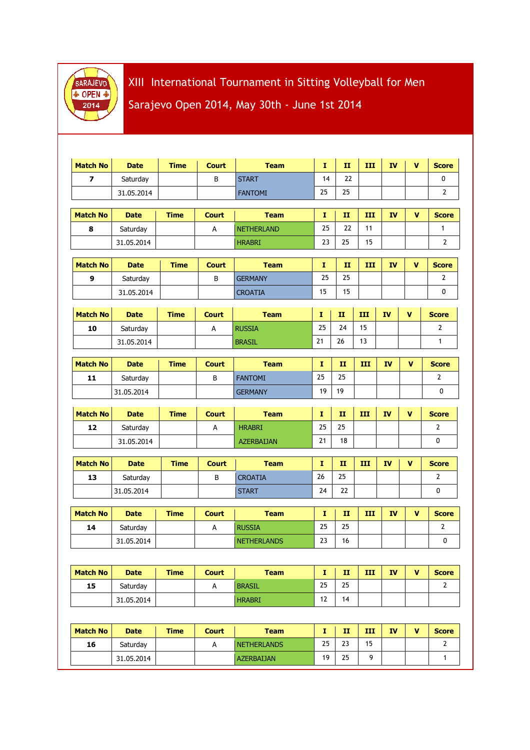# XIII International Tournament in Sitting Volleyball for Men

## Sarajevo Open 2014, May 30th - June 1st 2014

| Match No | Date | Time | Court | Team | I | II | III | IV | V | Score |
|---|---|---|---|---|---|---|---|---|---|---|
| **7** | Saturday | | B | START | 14 | 22 | | | | 0 |
| | 31.05.2014 | | | FANTOMI | 25 | 25 | | | | 2 |

| Match No | Date | Time | Court | Team | I | II | III | IV | V | Score |
|---|---|---|---|---|---|---|---|---|---|---|
| **8** | Saturday | | A | NETHERLAND | 25 | 22 | 11 | | | 1 |
| | 31.05.2014 | | | HRABRI | 23 | 25 | 15 | | | 2 |

| Match No | Date | Time | Court | Team | I | II | III | IV | V | Score |
|---|---|---|---|---|---|---|---|---|---|---|
| **9** | Saturday | | B | GERMANY | 25 | 25 | | | | 2 |
| | 31.05.2014 | | | CROATIA | 15 | 15 | | | | 0 |

| Match No | Date | Time | Court | Team | I | II | III | IV | V | Score |
|---|---|---|---|---|---|---|---|---|---|---|
| **10** | Saturday | | A | RUSSIA | 25 | 24 | 15 | | | 2 |
| | 31.05.2014 | | | BRASIL | 21 | 26 | 13 | | | 1 |

| Match No | Date | Time | Court | Team | I | II | III | IV | V | Score |
|---|---|---|---|---|---|---|---|---|---|---|
| **11** | Saturday | | B | FANTOMI | 25 | 25 | | | | 2 |
| | 31.05.2014 | | | GERMANY | 19 | 19 | | | | 0 |

| Match No | Date | Time | Court | Team | I | II | III | IV | V | Score |
|---|---|---|---|---|---|---|---|---|---|---|
| **12** | Saturday | | A | HRABRI | 25 | 25 | | | | 2 |
| | 31.05.2014 | | | AZERBAIJAN | 21 | 18 | | | | 0 |

| Match No | Date | Time | Court | Team | I | II | III | IV | V | Score |
|---|---|---|---|---|---|---|---|---|---|---|
| **13** | Saturday | | B | CROATIA | 26 | 25 | | | | 2 |
| | 31.05.2014 | | | START | 24 | 22 | | | | 0 |

| Match No | Date | Time | Court | Team | I | II | III | IV | V | Score |
|---|---|---|---|---|---|---|---|---|---|---|
| **14** | Saturday | | A | RUSSIA | 25 | 25 | | | | 2 |
| | 31.05.2014 | | | NETHERLANDS | 23 | 16 | | | | 0 |

| Match No | Date | Time | Court | Team | I | II | III | IV | V | Score |
|---|---|---|---|---|---|---|---|---|---|---|
| **15** | Saturday | | A | BRASIL | 25 | 25 | | | | 2 |
| | 31.05.2014 | | | HRABRI | 12 | 14 | | | | |

| Match No | Date | Time | Court | Team | I | II | III | IV | V | Score |
|---|---|---|---|---|---|---|---|---|---|---|
| **16** | Saturday | | A | NETHERLANDS | 25 | 23 | 15 | | | 2 |
| | 31.05.2014 | | | AZERBAIJAN | 19 | 25 | 9 | | | 1 |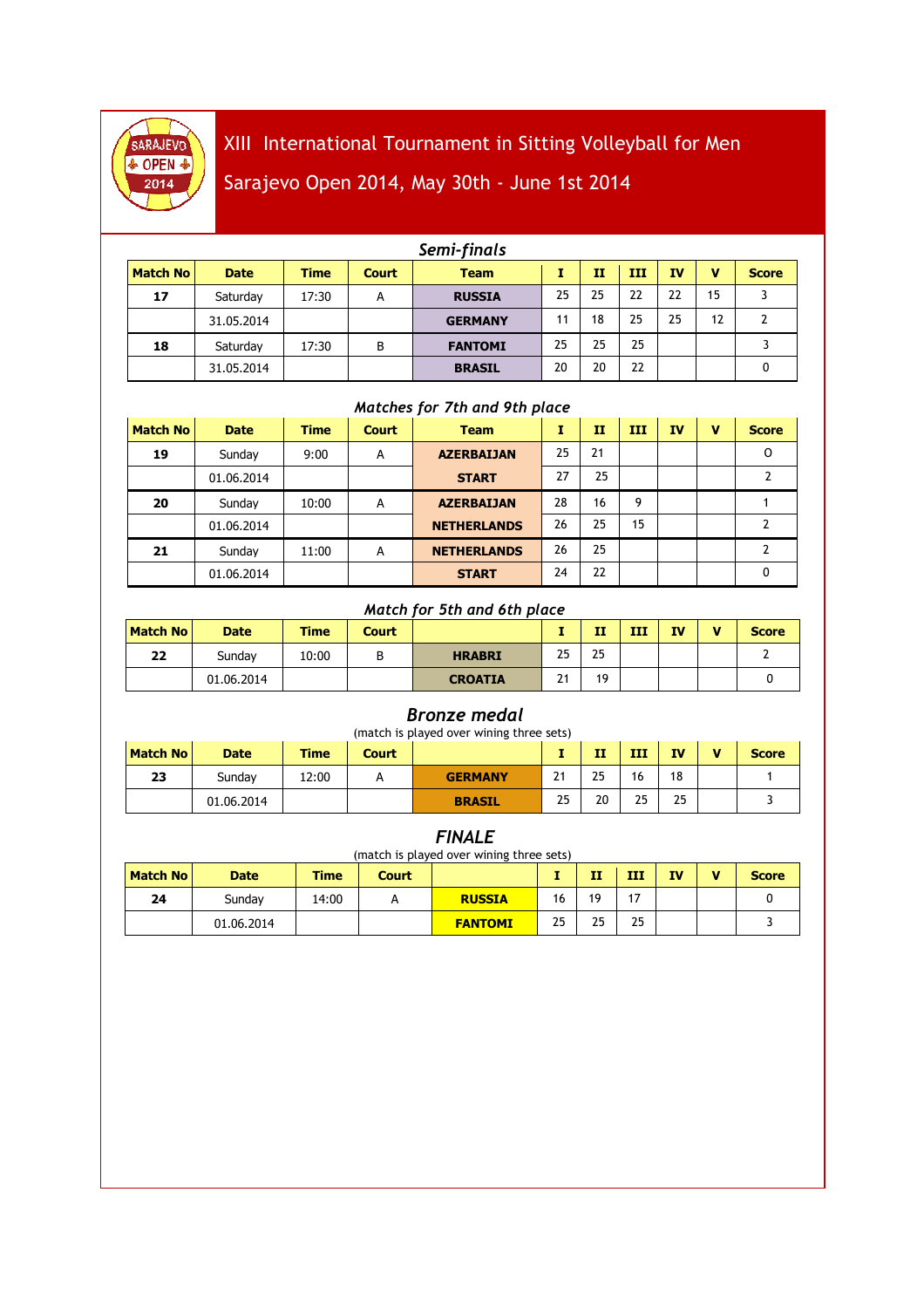# XIII International Tournament in Sitting Volleyball for Men

## Sarajevo Open 2014, May 30th - June 1st 2014

### *Semi-finals*

| Match No | Date | Time | Court | Team | I | II | III | IV | V | Score |
|---|---|---|---|---|---|---|---|---|---|---|
| 17 | Saturday | 17:30 | A | RUSSIA | 25 | 25 | 22 | 22 | 15 | 3 |
| | 31.05.2014 | | | GERMANY | 11 | 18 | 25 | 25 | 12 | 2 |
| 18 | Saturday | 17:30 | B | FANTOMI | 25 | 25 | 25 | | | 3 |
| | 31.05.2014 | | | BRASIL | 20 | 20 | 22 | | | 0 |

### *Matches for 7th and 9th place*

| Match No | Date | Time | Court | Team | I | II | III | IV | V | Score |
|---|---|---|---|---|---|---|---|---|---|---|
| 19 | Sunday | 9:00 | A | AZERBAIJAN | 25 | 21 | | | | O |
| | 01.06.2014 | | | START | 27 | 25 | | | | 2 |
| 20 | Sunday | 10:00 | A | AZERBAIJAN | 28 | 16 | 9 | | | 1 |
| | 01.06.2014 | | | NETHERLANDS | 26 | 25 | 15 | | | 2 |
| 21 | Sunday | 11:00 | A | NETHERLANDS | 26 | 25 | | | | 2 |
| | 01.06.2014 | | | START | 24 | 22 | | | | 0 |

### *Match for 5th and 6th place*

| Match No | Date | Time | Court | | I | II | III | IV | V | Score |
|---|---|---|---|---|---|---|---|---|---|---|
| 22 | Sunday | 10:00 | B | HRABRI | 25 | 25 | | | | 2 |
| | 01.06.2014 | | | CROATIA | 21 | 19 | | | | 0 |

### *Bronze medal*

(match is played over wining three sets)

| Match No | Date | Time | Court | | I | II | III | IV | V | Score |
|---|---|---|---|---|---|---|---|---|---|---|
| 23 | Sunday | 12:00 | A | GERMANY | 21 | 25 | 16 | 18 | | 1 |
| | 01.06.2014 | | | BRASIL | 25 | 20 | 25 | 25 | | 3 |

### *FINALE*

(match is played over wining three sets)

| Match No | Date | Time | Court | | I | II | III | IV | V | Score |
|---|---|---|---|---|---|---|---|---|---|---|
| 24 | Sunday | 14:00 | A | RUSSIA | 16 | 19 | 17 | | | 0 |
| | 01.06.2014 | | | FANTOMI | 25 | 25 | 25 | | | 3 |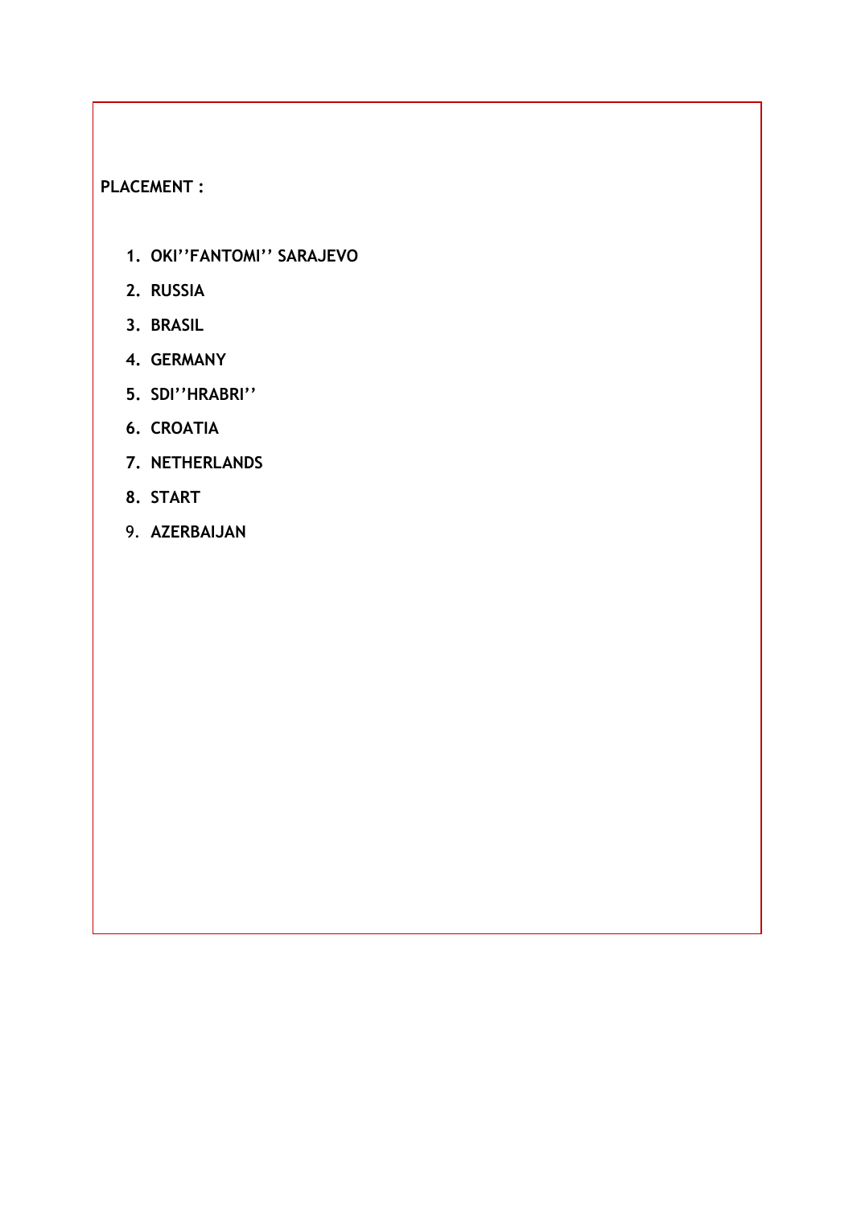**PLACEMENT :**

1. **OKI''FANTOMI'' SARAJEVO**
2. **RUSSIA**
3. **BRASIL**
4. **GERMANY**
5. **SDI''HRABRI''**
6. **CROATIA**
7. **NETHERLANDS**
8. **START**
9. **AZERBAIJAN**